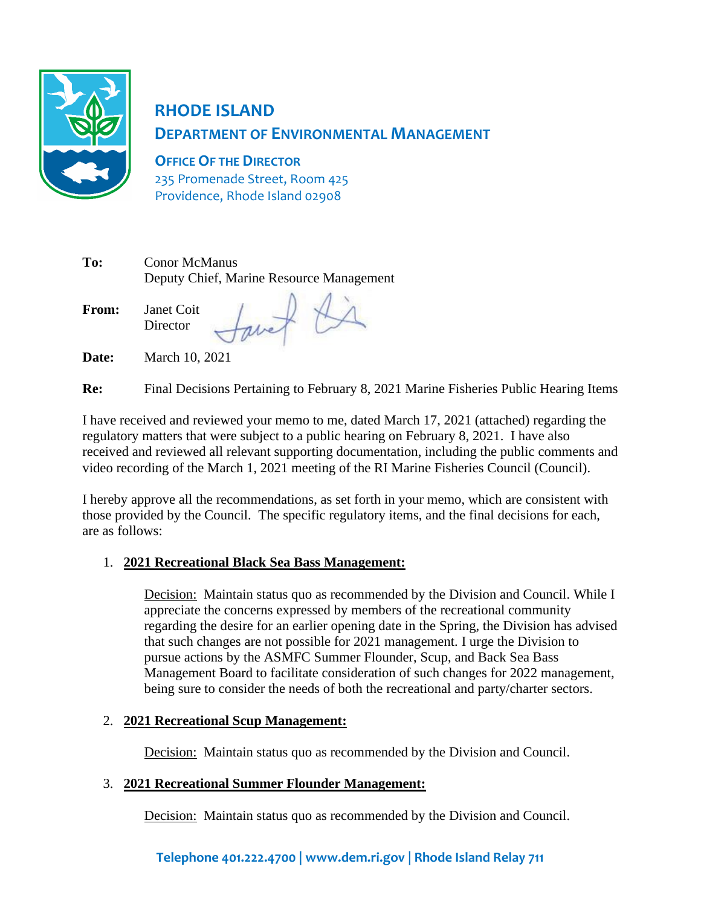# RHODE ISLAND

## DEPARTMENT OF ENVIRONMENTAL MANAGEMENT

**OFFICE OF THE DIRECTOR**
235 Promenade Street, Room 425
Providence, Rhode Island 02908

**To:** Conor McManus
Deputy Chief, Marine Resource Management

**From:** Janet Coit
Director

**Date:** March 10, 2021

**Re:** Final Decisions Pertaining to February 8, 2021 Marine Fisheries Public Hearing Items

I have received and reviewed your memo to me, dated March 17, 2021 (attached) regarding the regulatory matters that were subject to a public hearing on February 8, 2021. I have also received and reviewed all relevant supporting documentation, including the public comments and video recording of the March 1, 2021 meeting of the RI Marine Fisheries Council (Council).

I hereby approve all the recommendations, as set forth in your memo, which are consistent with those provided by the Council. The specific regulatory items, and the final decisions for each, are as follows:

1. **2021 Recreational Black Sea Bass Management:**

   Decision: Maintain status quo as recommended by the Division and Council. While I appreciate the concerns expressed by members of the recreational community regarding the desire for an earlier opening date in the Spring, the Division has advised that such changes are not possible for 2021 management. I urge the Division to pursue actions by the ASMFC Summer Flounder, Scup, and Back Sea Bass Management Board to facilitate consideration of such changes for 2022 management, being sure to consider the needs of both the recreational and party/charter sectors.

2. **2021 Recreational Scup Management:**

   Decision: Maintain status quo as recommended by the Division and Council.

3. **2021 Recreational Summer Flounder Management:**

   Decision: Maintain status quo as recommended by the Division and Council.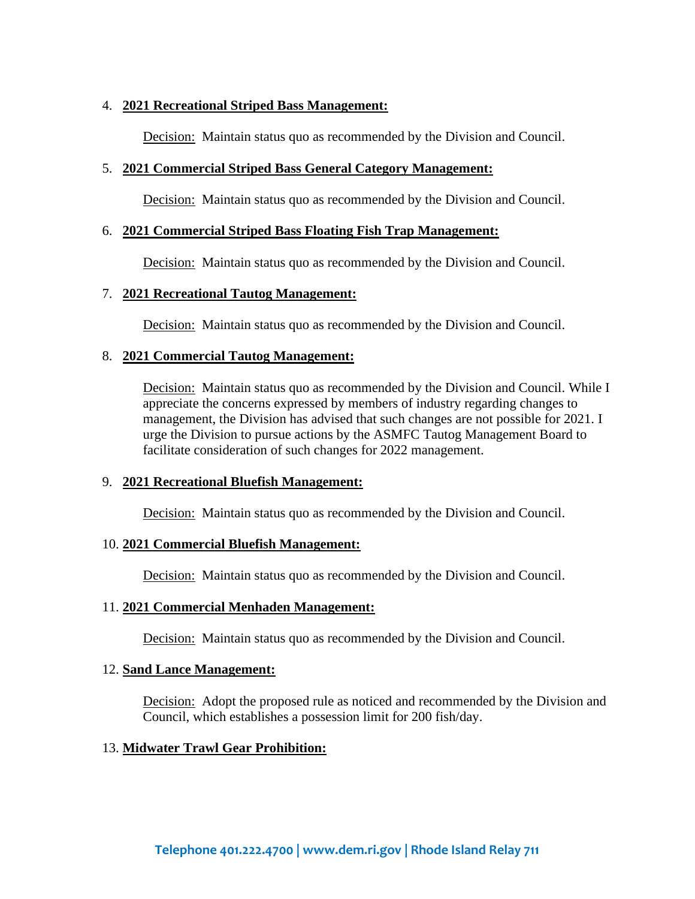4. **2021 Recreational Striped Bass Management:**

   Decision: Maintain status quo as recommended by the Division and Council.

5. **2021 Commercial Striped Bass General Category Management:**

   Decision: Maintain status quo as recommended by the Division and Council.

6. **2021 Commercial Striped Bass Floating Fish Trap Management:**

   Decision: Maintain status quo as recommended by the Division and Council.

7. **2021 Recreational Tautog Management:**

   Decision: Maintain status quo as recommended by the Division and Council.

8. **2021 Commercial Tautog Management:**

   Decision: Maintain status quo as recommended by the Division and Council. While I appreciate the concerns expressed by members of industry regarding changes to management, the Division has advised that such changes are not possible for 2021. I urge the Division to pursue actions by the ASMFC Tautog Management Board to facilitate consideration of such changes for 2022 management.

9. **2021 Recreational Bluefish Management:**

   Decision: Maintain status quo as recommended by the Division and Council.

10. **2021 Commercial Bluefish Management:**

    Decision: Maintain status quo as recommended by the Division and Council.

11. **2021 Commercial Menhaden Management:**

    Decision: Maintain status quo as recommended by the Division and Council.

12. **Sand Lance Management:**

    Decision: Adopt the proposed rule as noticed and recommended by the Division and Council, which establishes a possession limit for 200 fish/day.

13. **Midwater Trawl Gear Prohibition:**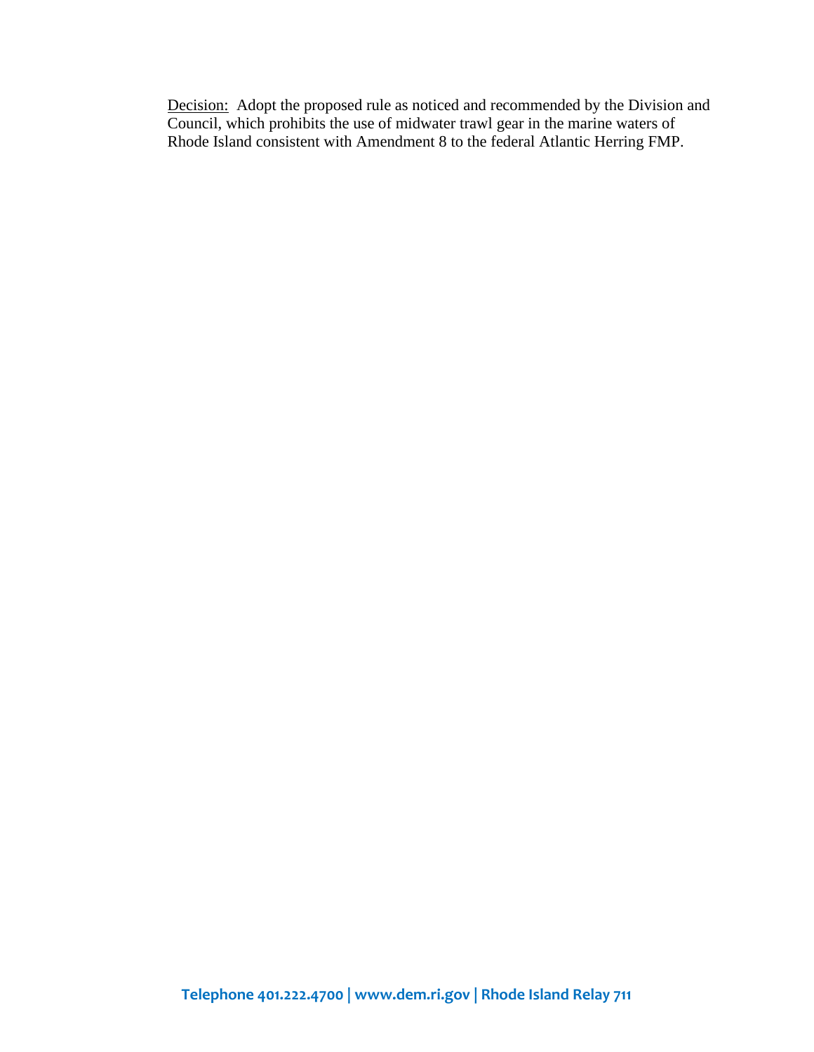<u>Decision:</u> Adopt the proposed rule as noticed and recommended by the Division and Council, which prohibits the use of midwater trawl gear in the marine waters of Rhode Island consistent with Amendment 8 to the federal Atlantic Herring FMP.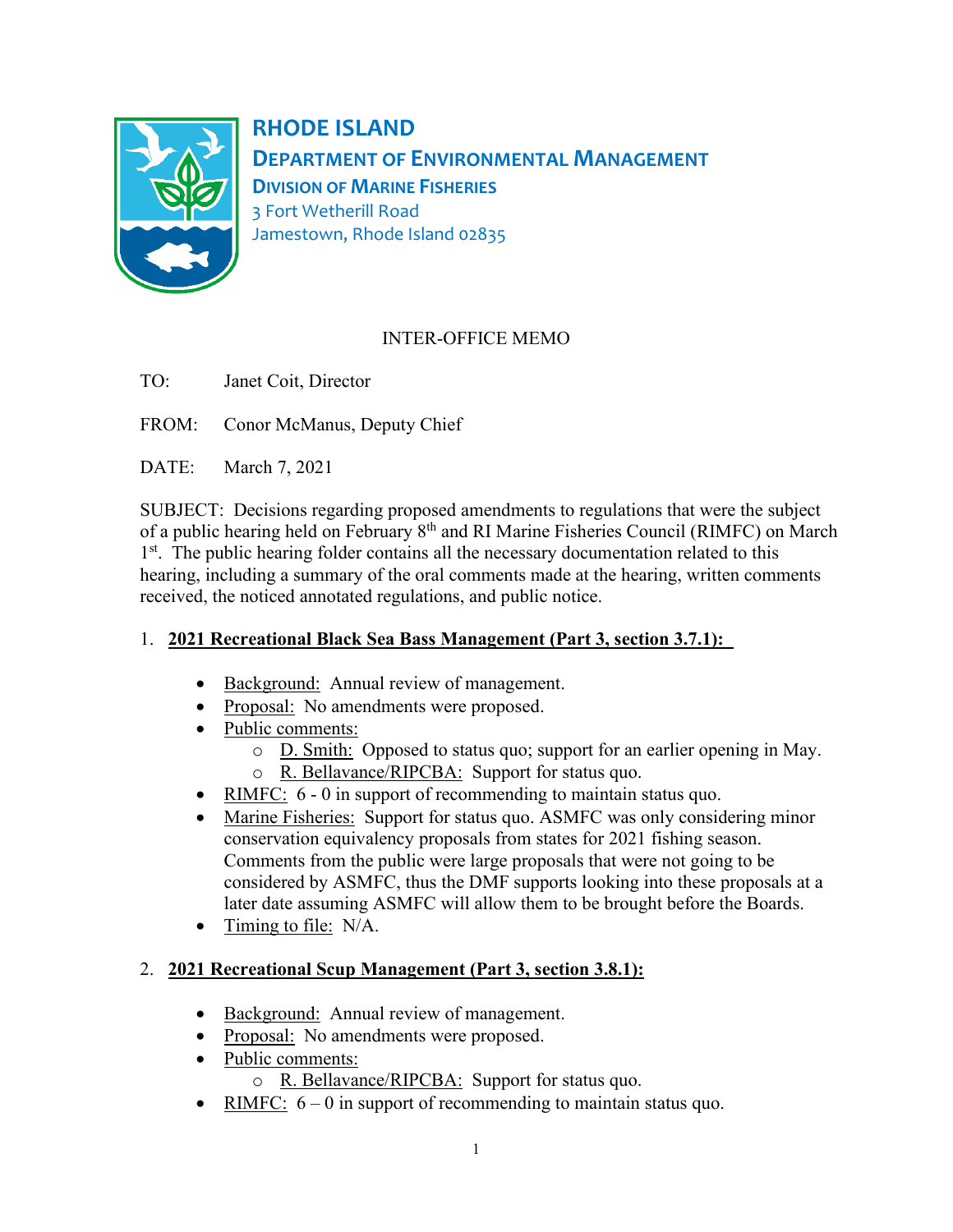**RHODE ISLAND**
**DEPARTMENT OF ENVIRONMENTAL MANAGEMENT**
**DIVISION OF MARINE FISHERIES**
3 Fort Wetherill Road
Jamestown, Rhode Island 02835

INTER-OFFICE MEMO

TO: Janet Coit, Director

FROM: Conor McManus, Deputy Chief

DATE: March 7, 2021

SUBJECT: Decisions regarding proposed amendments to regulations that were the subject of a public hearing held on February 8th and RI Marine Fisheries Council (RIMFC) on March 1st. The public hearing folder contains all the necessary documentation related to this hearing, including a summary of the oral comments made at the hearing, written comments received, the noticed annotated regulations, and public notice.

1. **2021 Recreational Black Sea Bass Management (Part 3, section 3.7.1):**

   - Background: Annual review of management.
   - Proposal: No amendments were proposed.
   - Public comments:
     - D. Smith: Opposed to status quo; support for an earlier opening in May.
     - R. Bellavance/RIPCBA: Support for status quo.
   - RIMFC: 6 - 0 in support of recommending to maintain status quo.
   - Marine Fisheries: Support for status quo. ASMFC was only considering minor conservation equivalency proposals from states for 2021 fishing season. Comments from the public were large proposals that were not going to be considered by ASMFC, thus the DMF supports looking into these proposals at a later date assuming ASMFC will allow them to be brought before the Boards.
   - Timing to file: N/A.

2. **2021 Recreational Scup Management (Part 3, section 3.8.1):**

   - Background: Annual review of management.
   - Proposal: No amendments were proposed.
   - Public comments:
     - R. Bellavance/RIPCBA: Support for status quo.
   - RIMFC: 6 – 0 in support of recommending to maintain status quo.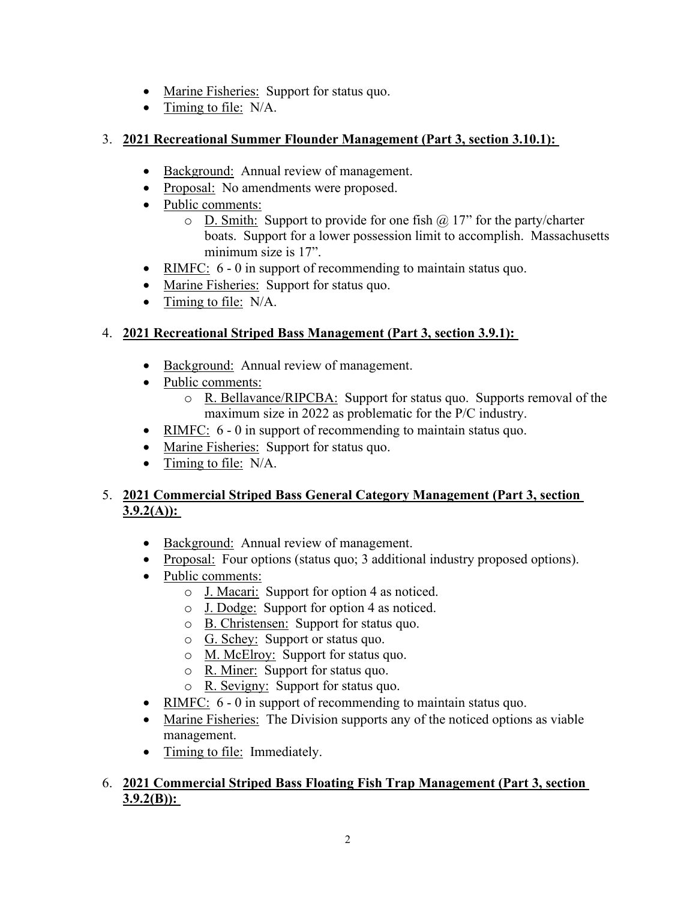- Marine Fisheries: Support for status quo.
- Timing to file: N/A.

3. **2021 Recreational Summer Flounder Management (Part 3, section 3.10.1):**

   - Background: Annual review of management.
   - Proposal: No amendments were proposed.
   - Public comments:
     - D. Smith: Support to provide for one fish @ 17" for the party/charter boats. Support for a lower possession limit to accomplish. Massachusetts minimum size is 17".
   - RIMFC: 6 - 0 in support of recommending to maintain status quo.
   - Marine Fisheries: Support for status quo.
   - Timing to file: N/A.

4. **2021 Recreational Striped Bass Management (Part 3, section 3.9.1):**

   - Background: Annual review of management.
   - Public comments:
     - R. Bellavance/RIPCBA: Support for status quo. Supports removal of the maximum size in 2022 as problematic for the P/C industry.
   - RIMFC: 6 - 0 in support of recommending to maintain status quo.
   - Marine Fisheries: Support for status quo.
   - Timing to file: N/A.

5. **2021 Commercial Striped Bass General Category Management (Part 3, section 3.9.2(A)):**

   - Background: Annual review of management.
   - Proposal: Four options (status quo; 3 additional industry proposed options).
   - Public comments:
     - J. Macari: Support for option 4 as noticed.
     - J. Dodge: Support for option 4 as noticed.
     - B. Christensen: Support for status quo.
     - G. Schey: Support or status quo.
     - M. McElroy: Support for status quo.
     - R. Miner: Support for status quo.
     - R. Sevigny: Support for status quo.
   - RIMFC: 6 - 0 in support of recommending to maintain status quo.
   - Marine Fisheries: The Division supports any of the noticed options as viable management.
   - Timing to file: Immediately.

6. **2021 Commercial Striped Bass Floating Fish Trap Management (Part 3, section 3.9.2(B)):**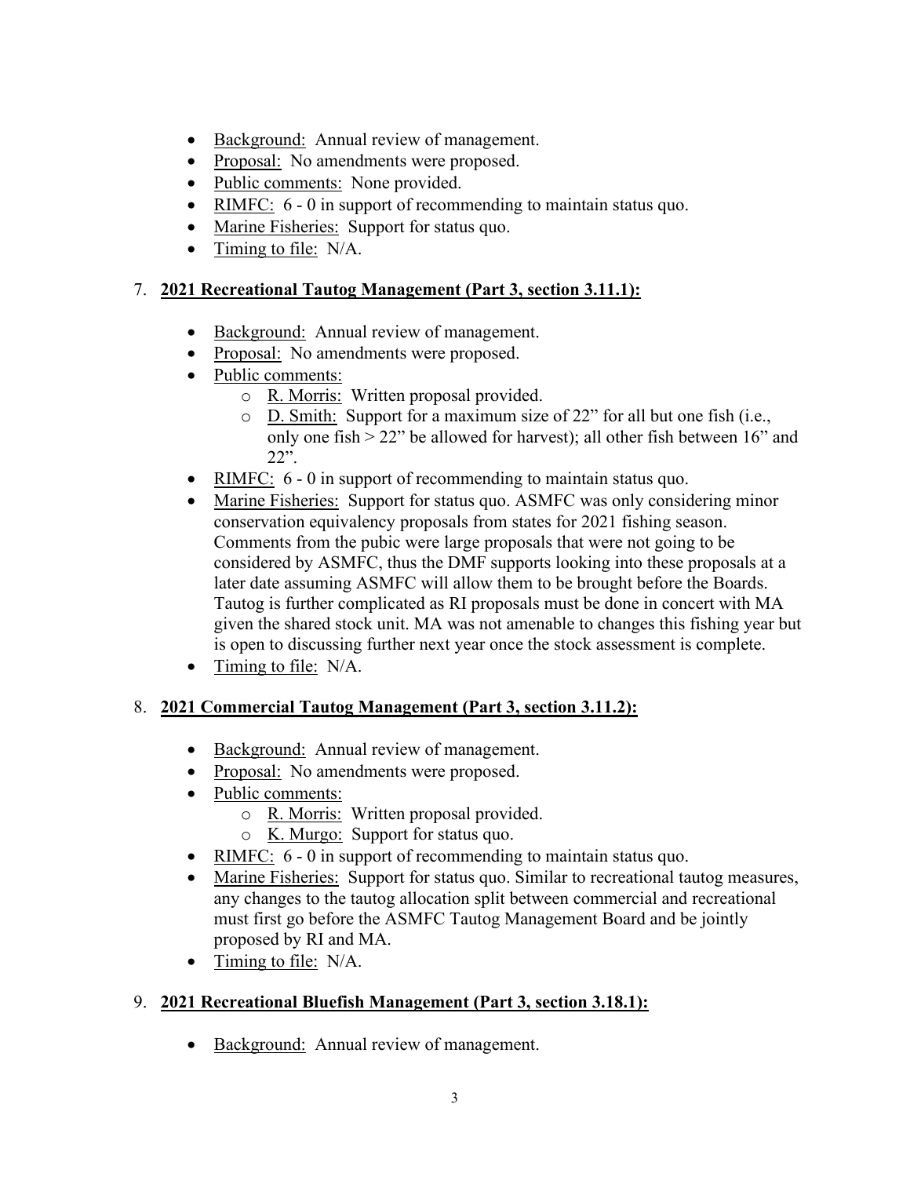- Background: Annual review of management.
- Proposal: No amendments were proposed.
- Public comments: None provided.
- RIMFC: 6 - 0 in support of recommending to maintain status quo.
- Marine Fisheries: Support for status quo.
- Timing to file: N/A.

7. **2021 Recreational Tautog Management (Part 3, section 3.11.1):**

- Background: Annual review of management.
- Proposal: No amendments were proposed.
- Public comments:
  - R. Morris: Written proposal provided.
  - D. Smith: Support for a maximum size of 22" for all but one fish (i.e., only one fish > 22" be allowed for harvest); all other fish between 16" and 22".
- RIMFC: 6 - 0 in support of recommending to maintain status quo.
- Marine Fisheries: Support for status quo. ASMFC was only considering minor conservation equivalency proposals from states for 2021 fishing season. Comments from the pubic were large proposals that were not going to be considered by ASMFC, thus the DMF supports looking into these proposals at a later date assuming ASMFC will allow them to be brought before the Boards. Tautog is further complicated as RI proposals must be done in concert with MA given the shared stock unit. MA was not amenable to changes this fishing year but is open to discussing further next year once the stock assessment is complete.
- Timing to file: N/A.

8. **2021 Commercial Tautog Management (Part 3, section 3.11.2):**

- Background: Annual review of management.
- Proposal: No amendments were proposed.
- Public comments:
  - R. Morris: Written proposal provided.
  - K. Murgo: Support for status quo.
- RIMFC: 6 - 0 in support of recommending to maintain status quo.
- Marine Fisheries: Support for status quo. Similar to recreational tautog measures, any changes to the tautog allocation split between commercial and recreational must first go before the ASMFC Tautog Management Board and be jointly proposed by RI and MA.
- Timing to file: N/A.

9. **2021 Recreational Bluefish Management (Part 3, section 3.18.1):**

- Background: Annual review of management.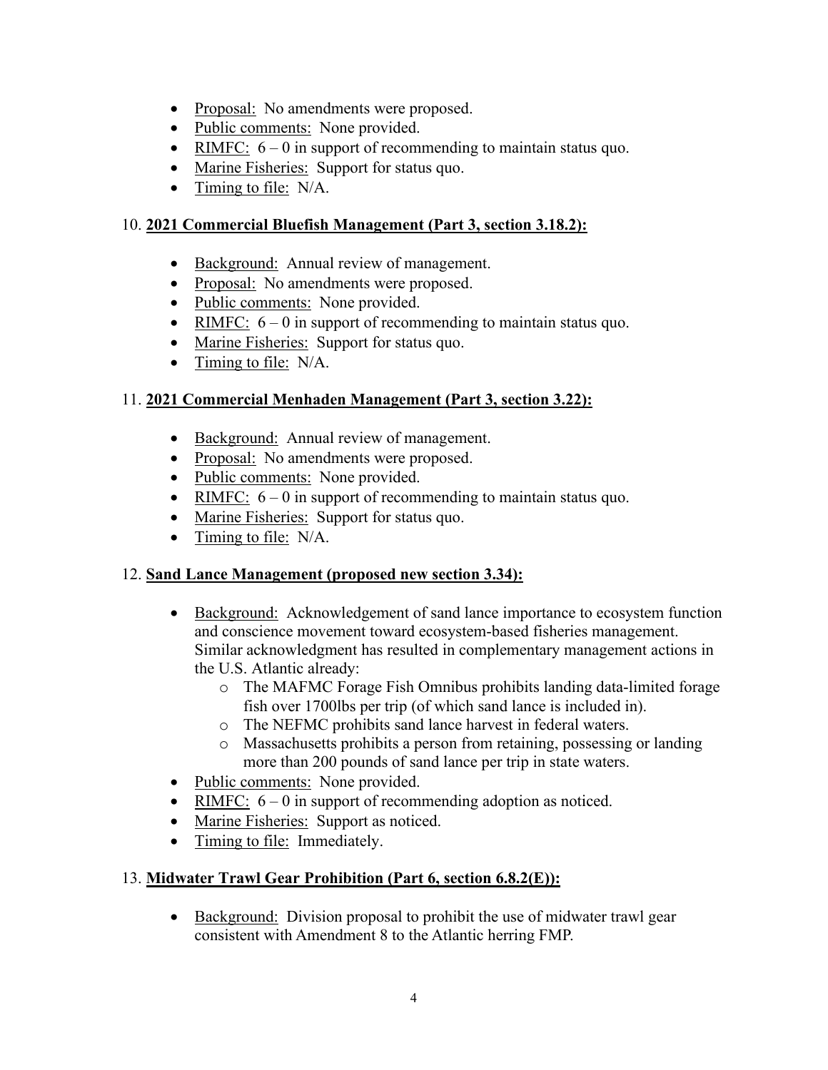- Proposal: No amendments were proposed.
- Public comments: None provided.
- RIMFC: 6 – 0 in support of recommending to maintain status quo.
- Marine Fisheries: Support for status quo.
- Timing to file: N/A.

10. **2021 Commercial Bluefish Management (Part 3, section 3.18.2):**

- Background: Annual review of management.
- Proposal: No amendments were proposed.
- Public comments: None provided.
- RIMFC: 6 – 0 in support of recommending to maintain status quo.
- Marine Fisheries: Support for status quo.
- Timing to file: N/A.

11. **2021 Commercial Menhaden Management (Part 3, section 3.22):**

- Background: Annual review of management.
- Proposal: No amendments were proposed.
- Public comments: None provided.
- RIMFC: 6 – 0 in support of recommending to maintain status quo.
- Marine Fisheries: Support for status quo.
- Timing to file: N/A.

12. **Sand Lance Management (proposed new section 3.34):**

- Background: Acknowledgement of sand lance importance to ecosystem function and conscience movement toward ecosystem-based fisheries management. Similar acknowledgment has resulted in complementary management actions in the U.S. Atlantic already:
  - The MAFMC Forage Fish Omnibus prohibits landing data-limited forage fish over 1700lbs per trip (of which sand lance is included in).
  - The NEFMC prohibits sand lance harvest in federal waters.
  - Massachusetts prohibits a person from retaining, possessing or landing more than 200 pounds of sand lance per trip in state waters.
- Public comments: None provided.
- RIMFC: 6 – 0 in support of recommending adoption as noticed.
- Marine Fisheries: Support as noticed.
- Timing to file: Immediately.

13. **Midwater Trawl Gear Prohibition (Part 6, section 6.8.2(E)):**

- Background: Division proposal to prohibit the use of midwater trawl gear consistent with Amendment 8 to the Atlantic herring FMP.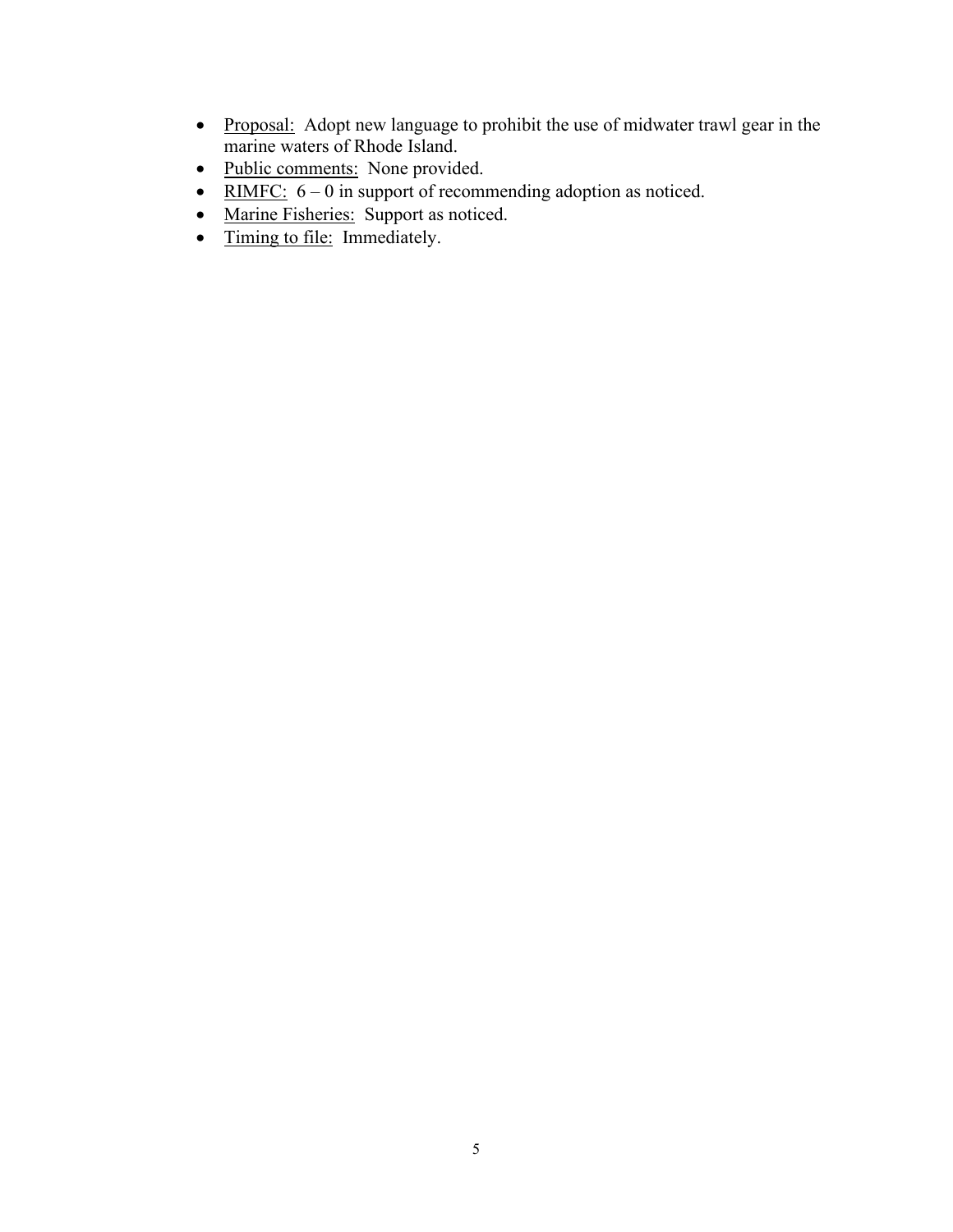- Proposal: Adopt new language to prohibit the use of midwater trawl gear in the marine waters of Rhode Island.
- Public comments: None provided.
- RIMFC: 6 – 0 in support of recommending adoption as noticed.
- Marine Fisheries: Support as noticed.
- Timing to file: Immediately.